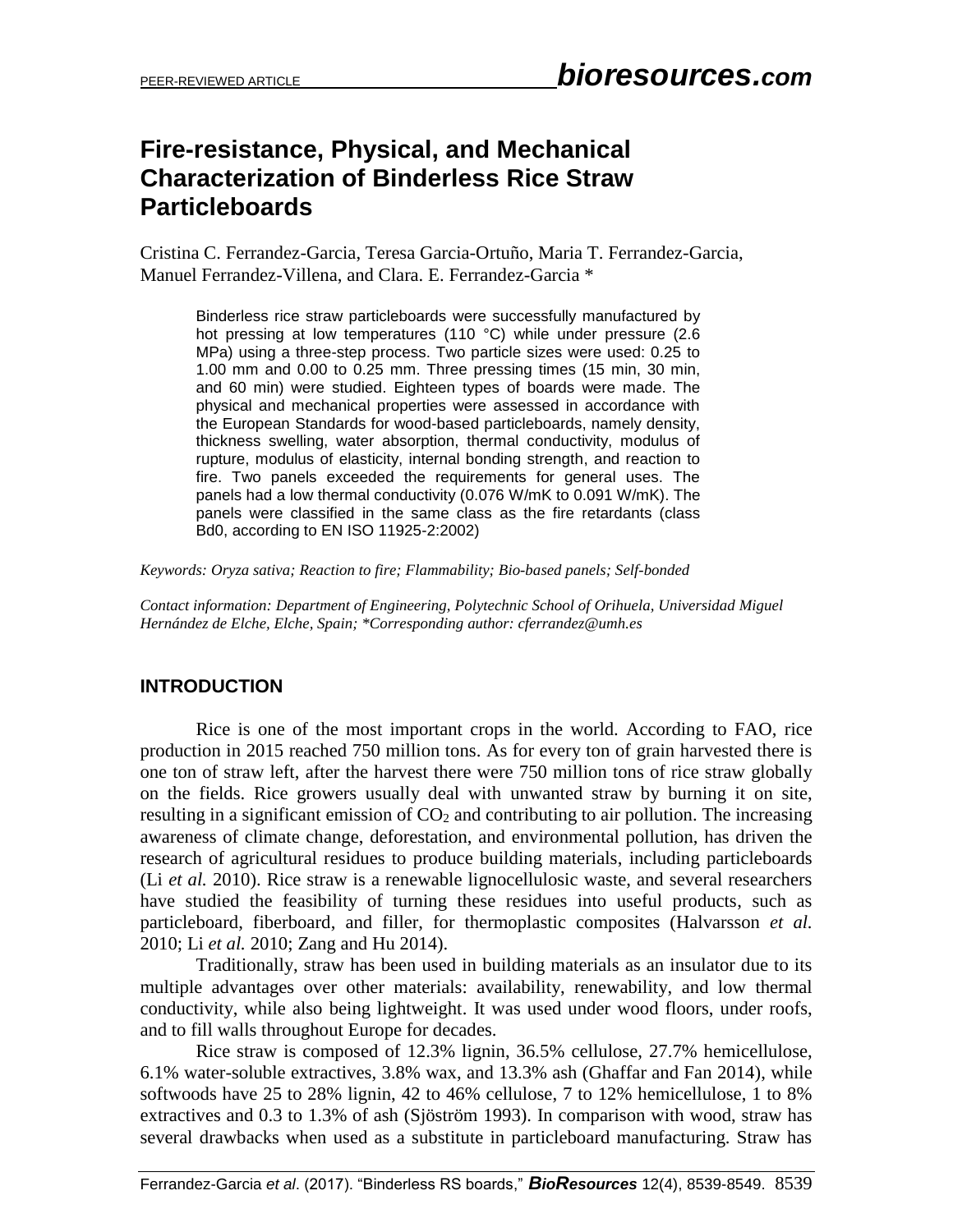# Fire-resistance, Physical, and Mechanical Characterization of Binderless Rice Straw Particleboards

Cristina C. Ferrandez-Garcia, Teresa Garcia-Ortuño, Maria T. Ferrandez-Garcia, Manuel Ferrandez-Villena, and Clara. E. Ferrandez-Garcia *

> Binderless rice straw particleboards were successfully manufactured by hot pressing at low temperatures (110 °C) while under pressure (2.6 MPa) using a three-step process. Two particle sizes were used: 0.25 to 1.00 mm and 0.00 to 0.25 mm. Three pressing times (15 min, 30 min, and 60 min) were studied. Eighteen types of boards were made. The physical and mechanical properties were assessed in accordance with the European Standards for wood-based particleboards, namely density, thickness swelling, water absorption, thermal conductivity, modulus of rupture, modulus of elasticity, internal bonding strength, and reaction to fire. Two panels exceeded the requirements for general uses. The panels had a low thermal conductivity (0.076 W/mK to 0.091 W/mK). The panels were classified in the same class as the fire retardants (class Bd0, according to EN ISO 11925-2:2002)

*Keywords: Oryza sativa; Reaction to fire; Flammability; Bio-based panels; Self-bonded*

*Contact information: Department of Engineering, Polytechnic School of Orihuela, Universidad Miguel Hernández de Elche, Elche, Spain; *Corresponding author: cferrandez@umh.es*

## INTRODUCTION

Rice is one of the most important crops in the world. According to FAO, rice production in 2015 reached 750 million tons. As for every ton of grain harvested there is one ton of straw left, after the harvest there were 750 million tons of rice straw globally on the fields. Rice growers usually deal with unwanted straw by burning it on site, resulting in a significant emission of $CO_2$ and contributing to air pollution. The increasing awareness of climate change, deforestation, and environmental pollution, has driven the research of agricultural residues to produce building materials, including particleboards (Li *et al.* 2010). Rice straw is a renewable lignocellulosic waste, and several researchers have studied the feasibility of turning these residues into useful products, such as particleboard, fiberboard, and filler, for thermoplastic composites (Halvarsson *et al.* 2010; Li *et al.* 2010; Zang and Hu 2014).

Traditionally, straw has been used in building materials as an insulator due to its multiple advantages over other materials: availability, renewability, and low thermal conductivity, while also being lightweight. It was used under wood floors, under roofs, and to fill walls throughout Europe for decades.

Rice straw is composed of 12.3% lignin, 36.5% cellulose, 27.7% hemicellulose, 6.1% water-soluble extractives, 3.8% wax, and 13.3% ash (Ghaffar and Fan 2014), while softwoods have 25 to 28% lignin, 42 to 46% cellulose, 7 to 12% hemicellulose, 1 to 8% extractives and 0.3 to 1.3% of ash (Sjöström 1993). In comparison with wood, straw has several drawbacks when used as a substitute in particleboard manufacturing. Straw has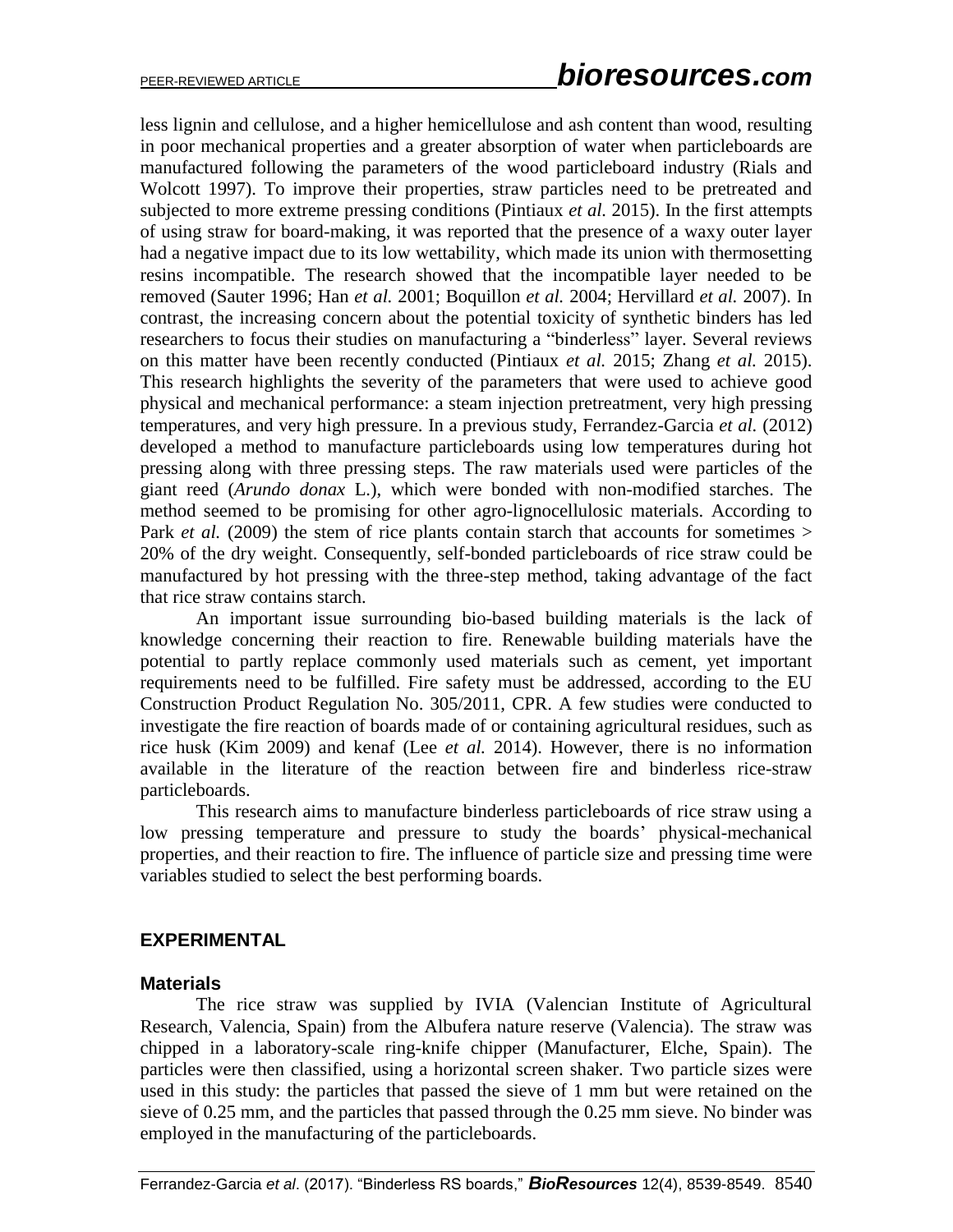less lignin and cellulose, and a higher hemicellulose and ash content than wood, resulting in poor mechanical properties and a greater absorption of water when particleboards are manufactured following the parameters of the wood particleboard industry (Rials and Wolcott 1997). To improve their properties, straw particles need to be pretreated and subjected to more extreme pressing conditions (Pintiaux *et al.* 2015). In the first attempts of using straw for board-making, it was reported that the presence of a waxy outer layer had a negative impact due to its low wettability, which made its union with thermosetting resins incompatible. The research showed that the incompatible layer needed to be removed (Sauter 1996; Han *et al.* 2001; Boquillon *et al.* 2004; Hervillard *et al.* 2007). In contrast, the increasing concern about the potential toxicity of synthetic binders has led researchers to focus their studies on manufacturing a "binderless" layer. Several reviews on this matter have been recently conducted (Pintiaux *et al.* 2015; Zhang *et al.* 2015). This research highlights the severity of the parameters that were used to achieve good physical and mechanical performance: a steam injection pretreatment, very high pressing temperatures, and very high pressure. In a previous study, Ferrandez-Garcia *et al.* (2012) developed a method to manufacture particleboards using low temperatures during hot pressing along with three pressing steps. The raw materials used were particles of the giant reed (*Arundo donax* L.), which were bonded with non-modified starches. The method seemed to be promising for other agro-lignocellulosic materials. According to Park *et al.* (2009) the stem of rice plants contain starch that accounts for sometimes > 20% of the dry weight. Consequently, self-bonded particleboards of rice straw could be manufactured by hot pressing with the three-step method, taking advantage of the fact that rice straw contains starch.

An important issue surrounding bio-based building materials is the lack of knowledge concerning their reaction to fire. Renewable building materials have the potential to partly replace commonly used materials such as cement, yet important requirements need to be fulfilled. Fire safety must be addressed, according to the EU Construction Product Regulation No. 305/2011, CPR. A few studies were conducted to investigate the fire reaction of boards made of or containing agricultural residues, such as rice husk (Kim 2009) and kenaf (Lee *et al.* 2014). However, there is no information available in the literature of the reaction between fire and binderless rice-straw particleboards.

This research aims to manufacture binderless particleboards of rice straw using a low pressing temperature and pressure to study the boards' physical-mechanical properties, and their reaction to fire. The influence of particle size and pressing time were variables studied to select the best performing boards.

## EXPERIMENTAL

### Materials

The rice straw was supplied by IVIA (Valencian Institute of Agricultural Research, Valencia, Spain) from the Albufera nature reserve (Valencia). The straw was chipped in a laboratory-scale ring-knife chipper (Manufacturer, Elche, Spain). The particles were then classified, using a horizontal screen shaker. Two particle sizes were used in this study: the particles that passed the sieve of 1 mm but were retained on the sieve of 0.25 mm, and the particles that passed through the 0.25 mm sieve. No binder was employed in the manufacturing of the particleboards.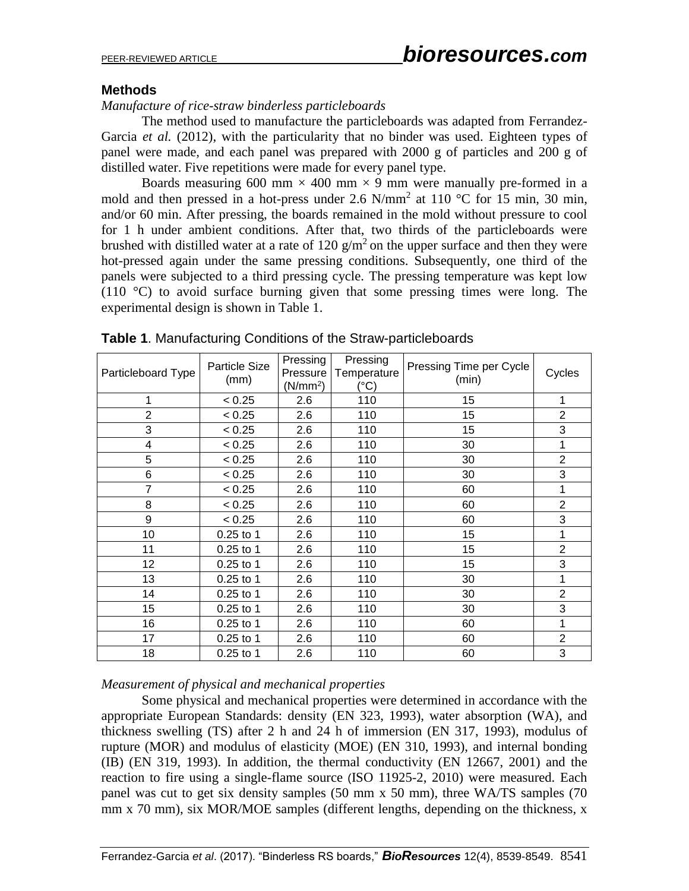### Methods

*Manufacture of rice-straw binderless particleboards*

The method used to manufacture the particleboards was adapted from Ferrandez-Garcia *et al.* (2012), with the particularity that no binder was used. Eighteen types of panel were made, and each panel was prepared with 2000 g of particles and 200 g of distilled water. Five repetitions were made for every panel type.

Boards measuring 600 mm × 400 mm × 9 mm were manually pre-formed in a mold and then pressed in a hot-press under 2.6 $N/mm^2$ at 110 °C for 15 min, 30 min, and/or 60 min. After pressing, the boards remained in the mold without pressure to cool for 1 h under ambient conditions. After that, two thirds of the particleboards were brushed with distilled water at a rate of 120 $g/m^2$ on the upper surface and then they were hot-pressed again under the same pressing conditions. Subsequently, one third of the panels were subjected to a third pressing cycle. The pressing temperature was kept low (110 °C) to avoid surface burning given that some pressing times were long. The experimental design is shown in Table 1.

**Table 1**. Manufacturing Conditions of the Straw-particleboards

| Particleboard Type | Particle Size (mm) | Pressing Pressure ($N/mm^2$) | Pressing Temperature (°C) | Pressing Time per Cycle (min) | Cycles |
|---|---|---|---|---|---|
| 1 | < 0.25 | 2.6 | 110 | 15 | 1 |
| 2 | < 0.25 | 2.6 | 110 | 15 | 2 |
| 3 | < 0.25 | 2.6 | 110 | 15 | 3 |
| 4 | < 0.25 | 2.6 | 110 | 30 | 1 |
| 5 | < 0.25 | 2.6 | 110 | 30 | 2 |
| 6 | < 0.25 | 2.6 | 110 | 30 | 3 |
| 7 | < 0.25 | 2.6 | 110 | 60 | 1 |
| 8 | < 0.25 | 2.6 | 110 | 60 | 2 |
| 9 | < 0.25 | 2.6 | 110 | 60 | 3 |
| 10 | 0.25 to 1 | 2.6 | 110 | 15 | 1 |
| 11 | 0.25 to 1 | 2.6 | 110 | 15 | 2 |
| 12 | 0.25 to 1 | 2.6 | 110 | 15 | 3 |
| 13 | 0.25 to 1 | 2.6 | 110 | 30 | 1 |
| 14 | 0.25 to 1 | 2.6 | 110 | 30 | 2 |
| 15 | 0.25 to 1 | 2.6 | 110 | 30 | 3 |
| 16 | 0.25 to 1 | 2.6 | 110 | 60 | 1 |
| 17 | 0.25 to 1 | 2.6 | 110 | 60 | 2 |
| 18 | 0.25 to 1 | 2.6 | 110 | 60 | 3 |

*Measurement of physical and mechanical properties*

Some physical and mechanical properties were determined in accordance with the appropriate European Standards: density (EN 323, 1993), water absorption (WA), and thickness swelling (TS) after 2 h and 24 h of immersion (EN 317, 1993), modulus of rupture (MOR) and modulus of elasticity (MOE) (EN 310, 1993), and internal bonding (IB) (EN 319, 1993). In addition, the thermal conductivity (EN 12667, 2001) and the reaction to fire using a single-flame source (ISO 11925-2, 2010) were measured. Each panel was cut to get six density samples (50 mm x 50 mm), three WA/TS samples (70 mm x 70 mm), six MOR/MOE samples (different lengths, depending on the thickness, x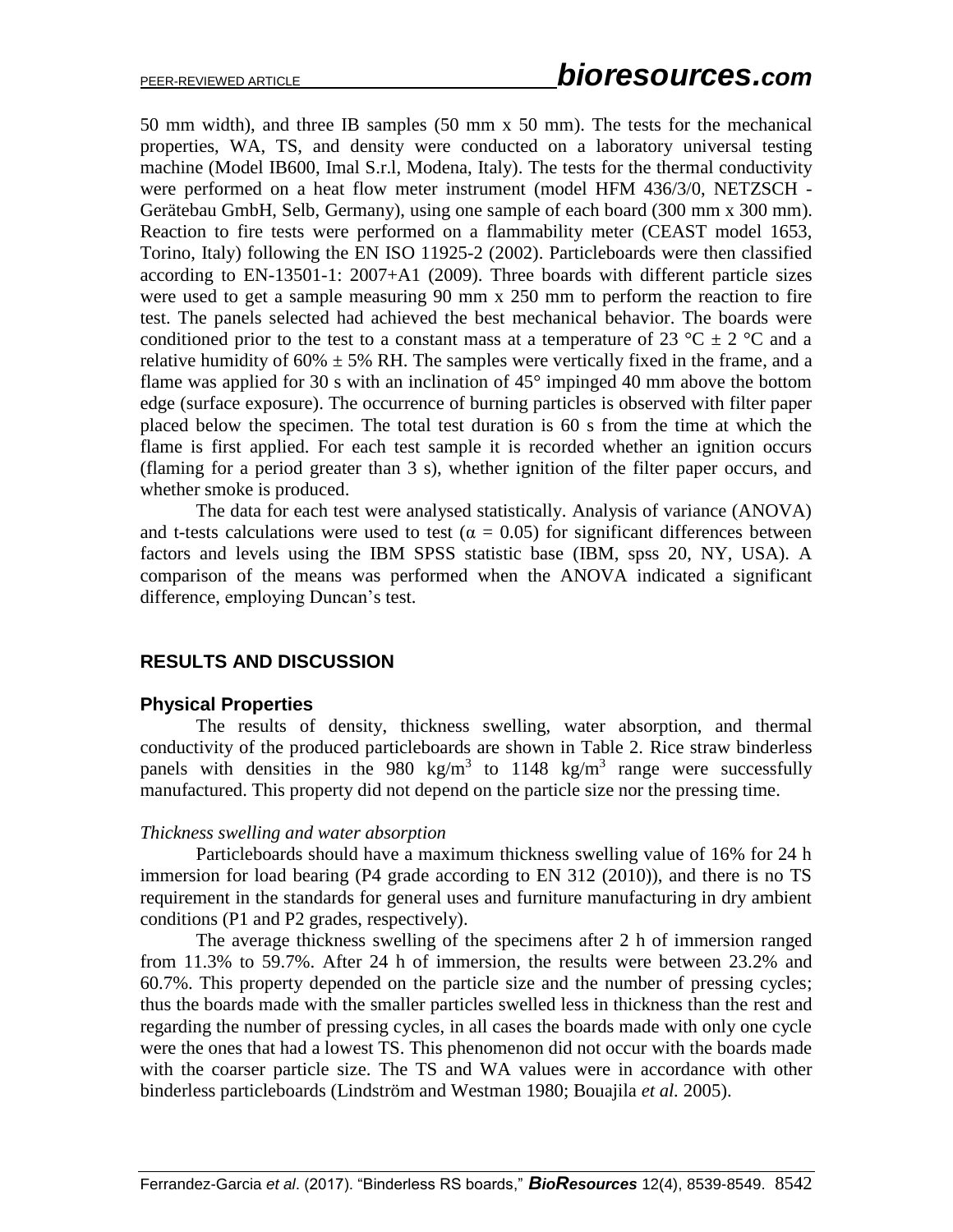50 mm width), and three IB samples (50 mm x 50 mm). The tests for the mechanical properties, WA, TS, and density were conducted on a laboratory universal testing machine (Model IB600, Imal S.r.l, Modena, Italy). The tests for the thermal conductivity were performed on a heat flow meter instrument (model HFM 436/3/0, NETZSCH - Gerätebau GmbH, Selb, Germany), using one sample of each board (300 mm x 300 mm). Reaction to fire tests were performed on a flammability meter (CEAST model 1653, Torino, Italy) following the EN ISO 11925-2 (2002). Particleboards were then classified according to EN-13501-1: 2007+A1 (2009). Three boards with different particle sizes were used to get a sample measuring 90 mm x 250 mm to perform the reaction to fire test. The panels selected had achieved the best mechanical behavior. The boards were conditioned prior to the test to a constant mass at a temperature of 23 °C ± 2 °C and a relative humidity of 60% ± 5% RH. The samples were vertically fixed in the frame, and a flame was applied for 30 s with an inclination of 45° impinged 40 mm above the bottom edge (surface exposure). The occurrence of burning particles is observed with filter paper placed below the specimen. The total test duration is 60 s from the time at which the flame is first applied. For each test sample it is recorded whether an ignition occurs (flaming for a period greater than 3 s), whether ignition of the filter paper occurs, and whether smoke is produced.

The data for each test were analysed statistically. Analysis of variance (ANOVA) and t-tests calculations were used to test ($\alpha = 0.05$) for significant differences between factors and levels using the IBM SPSS statistic base (IBM, spss 20, NY, USA). A comparison of the means was performed when the ANOVA indicated a significant difference, employing Duncan's test.

## RESULTS AND DISCUSSION

### Physical Properties

The results of density, thickness swelling, water absorption, and thermal conductivity of the produced particleboards are shown in Table 2. Rice straw binderless panels with densities in the 980 kg/m$^3$ to 1148 kg/m$^3$ range were successfully manufactured. This property did not depend on the particle size nor the pressing time.

*Thickness swelling and water absorption*

Particleboards should have a maximum thickness swelling value of 16% for 24 h immersion for load bearing (P4 grade according to EN 312 (2010)), and there is no TS requirement in the standards for general uses and furniture manufacturing in dry ambient conditions (P1 and P2 grades, respectively).

The average thickness swelling of the specimens after 2 h of immersion ranged from 11.3% to 59.7%. After 24 h of immersion, the results were between 23.2% and 60.7%. This property depended on the particle size and the number of pressing cycles; thus the boards made with the smaller particles swelled less in thickness than the rest and regarding the number of pressing cycles, in all cases the boards made with only one cycle were the ones that had a lowest TS. This phenomenon did not occur with the boards made with the coarser particle size. The TS and WA values were in accordance with other binderless particleboards (Lindström and Westman 1980; Bouajila *et al.* 2005).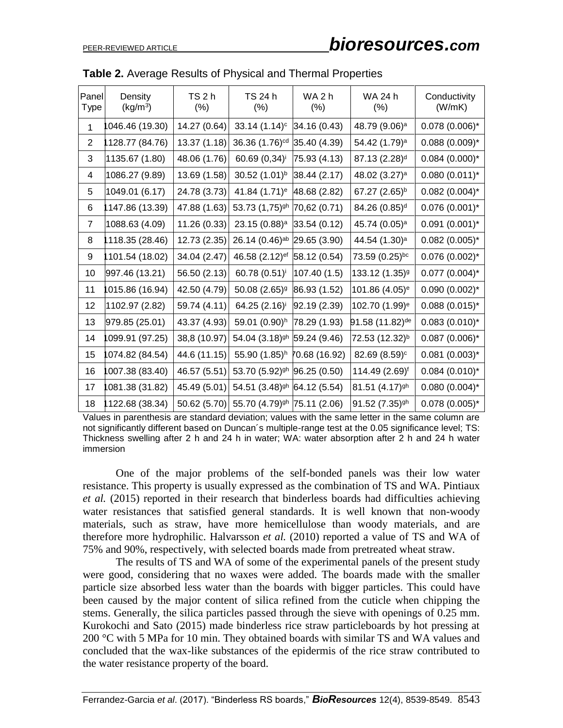**Table 2.** Average Results of Physical and Thermal Properties

| Panel Type | Density (kg/m$^3$) | TS 2 h (%) | TS 24 h (%) | WA 2 h (%) | WA 24 h (%) | Conductivity (W/mK) |
|---|---|---|---|---|---|---|
| 1 | 1046.46 (19.30) | 14.27 (0.64) | 33.14 (1.14)$^c$ | 34.16 (0.43) | 48.79 (9.06)$^a$ | 0.078 (0.006)* |
| 2 | 1128.77 (84.76) | 13.37 (1.18) | 36.36 (1.76)$^{cd}$ | 35.40 (4.39) | 54.42 (1.79)$^a$ | 0.088 (0.009)* |
| 3 | 1135.67 (1.80) | 48.06 (1.76) | 60.69 (0,34)$^i$ | 75.93 (4.13) | 87.13 (2.28)$^d$ | 0.084 (0.000)* |
| 4 | 1086.27 (9.89) | 13.69 (1.58) | 30.52 (1.01)$^b$ | 38.44 (2.17) | 48.02 (3.27)$^a$ | 0.080 (0.011)* |
| 5 | 1049.01 (6.17) | 24.78 (3.73) | 41.84 (1.71)$^e$ | 48.68 (2.82) | 67.27 (2.65)$^b$ | 0.082 (0.004)* |
| 6 | 1147.86 (13.39) | 47.88 (1.63) | 53.73 (1,75)$^{gh}$ | 70,62 (0.71) | 84.26 (0.85)$^d$ | 0.076 (0.001)* |
| 7 | 1088.63 (4.09) | 11.26 (0.33) | 23.15 (0.88)$^a$ | 33.54 (0.12) | 45.74 (0.05)$^a$ | 0.091 (0.001)* |
| 8 | 1118.35 (28.46) | 12.73 (2.35) | 26.14 (0.46)$^{ab}$ | 29.65 (3.90) | 44.54 (1.30)$^a$ | 0.082 (0.005)* |
| 9 | 1101.54 (18.02) | 34.04 (2.47) | 46.58 (2.12)$^{ef}$ | 58.12 (0.54) | 73.59 (0.25)$^{bc}$ | 0.076 (0.002)* |
| 10 | 997.46 (13.21) | 56.50 (2.13) | 60.78 (0.51)$^i$ | 107.40 (1.5) | 133.12 (1.35)$^g$ | 0.077 (0.004)* |
| 11 | 1015.86 (16.94) | 42.50 (4.79) | 50.08 (2.65)$^g$ | 86.93 (1.52) | 101.86 (4.05)$^e$ | 0.090 (0.002)* |
| 12 | 1102.97 (2.82) | 59.74 (4.11) | 64.25 (2.16)$^i$ | 92.19 (2.39) | 102.70 (1.99)$^e$ | 0.088 (0.015)* |
| 13 | 979.85 (25.01) | 43.37 (4.93) | 59.01 (0.90)$^h$ | 78.29 (1.93) | 91.58 (11.82)$^{de}$ | 0.083 (0.010)* |
| 14 | 1099.91 (97.25) | 38,8 (10.97) | 54.04 (3.18)$^{gh}$ | 59.24 (9.46) | 72.53 (12.32)$^b$ | 0.087 (0.006)* |
| 15 | 1074.82 (84.54) | 44.6 (11.15) | 55.90 (1.85)$^h$ | 70.68 (16.92) | 82.69 (8.59)$^c$ | 0.081 (0.003)* |
| 16 | 1007.38 (83.40) | 46.57 (5.51) | 53.70 (5.92)$^{gh}$ | 96.25 (0.50) | 114.49 (2.69)$^f$ | 0.084 (0.010)* |
| 17 | 1081.38 (31.82) | 45.49 (5.01) | 54.51 (3.48)$^{gh}$ | 64.12 (5.54) | 81.51 (4.17)$^{gh}$ | 0.080 (0.004)* |
| 18 | 1122.68 (38.34) | 50.62 (5.70) | 55.70 (4.79)$^{gh}$ | 75.11 (2.06) | 91.52 (7.35)$^{gh}$ | 0.078 (0.005)* |

Values in parenthesis are standard deviation; values with the same letter in the same column are not significantly different based on Duncan´s multiple-range test at the 0.05 significance level; TS: Thickness swelling after 2 h and 24 h in water; WA: water absorption after 2 h and 24 h water immersion

One of the major problems of the self-bonded panels was their low water resistance. This property is usually expressed as the combination of TS and WA. Pintiaux *et al.* (2015) reported in their research that binderless boards had difficulties achieving water resistances that satisfied general standards. It is well known that non-woody materials, such as straw, have more hemicellulose than woody materials, and are therefore more hydrophilic. Halvarsson *et al.* (2010) reported a value of TS and WA of 75% and 90%, respectively, with selected boards made from pretreated wheat straw.

The results of TS and WA of some of the experimental panels of the present study were good, considering that no waxes were added. The boards made with the smaller particle size absorbed less water than the boards with bigger particles. This could have been caused by the major content of silica refined from the cuticle when chipping the stems. Generally, the silica particles passed through the sieve with openings of 0.25 mm. Kurokochi and Sato (2015) made binderless rice straw particleboards by hot pressing at 200 °C with 5 MPa for 10 min. They obtained boards with similar TS and WA values and concluded that the wax-like substances of the epidermis of the rice straw contributed to the water resistance property of the board.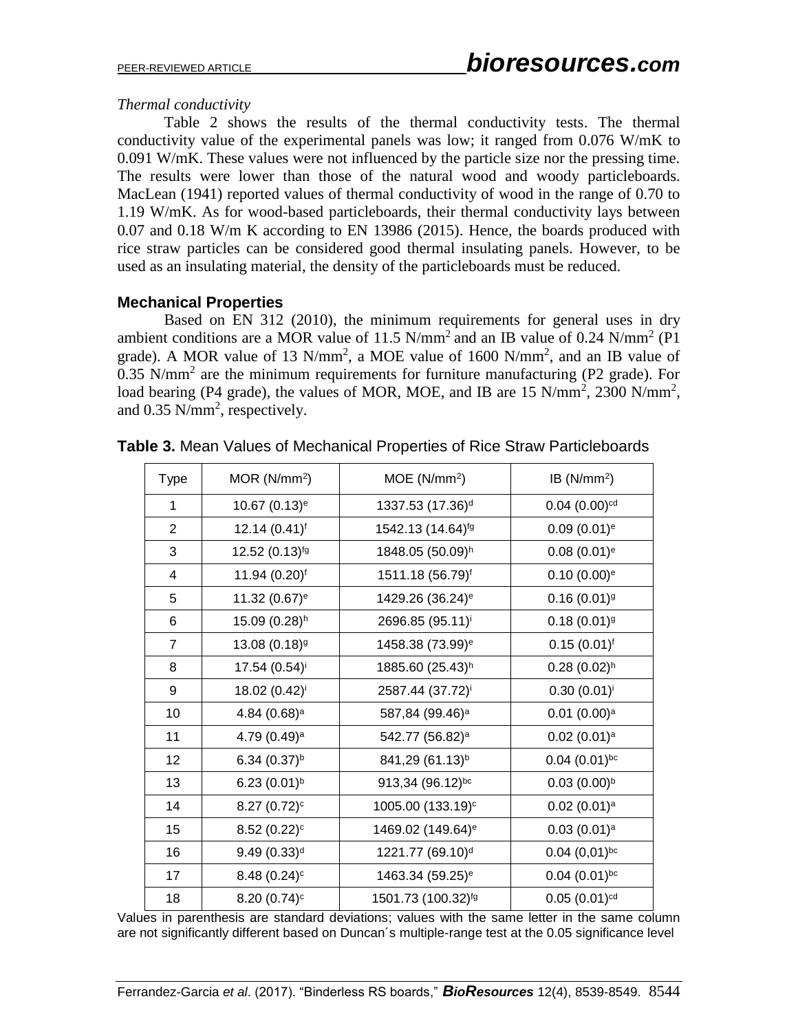*Thermal conductivity*

Table 2 shows the results of the thermal conductivity tests. The thermal conductivity value of the experimental panels was low; it ranged from 0.076 W/mK to 0.091 W/mK. These values were not influenced by the particle size nor the pressing time. The results were lower than those of the natural wood and woody particleboards. MacLean (1941) reported values of thermal conductivity of wood in the range of 0.70 to 1.19 W/mK. As for wood-based particleboards, their thermal conductivity lays between 0.07 and 0.18 W/m K according to EN 13986 (2015). Hence, the boards produced with rice straw particles can be considered good thermal insulating panels. However, to be used as an insulating material, the density of the particleboards must be reduced.

## Mechanical Properties

Based on EN 312 (2010), the minimum requirements for general uses in dry ambient conditions are a MOR value of 11.5 N/mm$^2$ and an IB value of 0.24 N/mm$^2$ (P1 grade). A MOR value of 13 N/mm$^2$, a MOE value of 1600 N/mm$^2$, and an IB value of 0.35 N/mm$^2$ are the minimum requirements for furniture manufacturing (P2 grade). For load bearing (P4 grade), the values of MOR, MOE, and IB are 15 N/mm$^2$, 2300 N/mm$^2$, and 0.35 N/mm$^2$, respectively.

**Table 3.** Mean Values of Mechanical Properties of Rice Straw Particleboards

| Type | MOR (N/mm$^2$) | MOE (N/mm$^2$) | IB (N/mm$^2$) |
|---|---|---|---|
| 1 | 10.67 (0.13)$^{e}$ | 1337.53 (17.36)$^{d}$ | 0.04 (0.00)$^{cd}$ |
| 2 | 12.14 (0.41)$^{f}$ | 1542.13 (14.64)$^{fg}$ | 0.09 (0.01)$^{e}$ |
| 3 | 12.52 (0.13)$^{fg}$ | 1848.05 (50.09)$^{h}$ | 0.08 (0.01)$^{e}$ |
| 4 | 11.94 (0.20)$^{f}$ | 1511.18 (56.79)$^{f}$ | 0.10 (0.00)$^{e}$ |
| 5 | 11.32 (0.67)$^{e}$ | 1429.26 (36.24)$^{e}$ | 0.16 (0.01)$^{g}$ |
| 6 | 15.09 (0.28)$^{h}$ | 2696.85 (95.11)$^{i}$ | 0.18 (0.01)$^{g}$ |
| 7 | 13.08 (0.18)$^{g}$ | 1458.38 (73.99)$^{e}$ | 0.15 (0.01)$^{f}$ |
| 8 | 17.54 (0.54)$^{i}$ | 1885.60 (25.43)$^{h}$ | 0.28 (0.02)$^{h}$ |
| 9 | 18.02 (0.42)$^{i}$ | 2587.44 (37.72)$^{i}$ | 0.30 (0.01)$^{i}$ |
| 10 | 4.84 (0.68)$^{a}$ | 587,84 (99.46)$^{a}$ | 0.01 (0.00)$^{a}$ |
| 11 | 4.79 (0.49)$^{a}$ | 542.77 (56.82)$^{a}$ | 0.02 (0.01)$^{a}$ |
| 12 | 6.34 (0.37)$^{b}$ | 841,29 (61.13)$^{b}$ | 0.04 (0.01)$^{bc}$ |
| 13 | 6.23 (0.01)$^{b}$ | 913,34 (96.12)$^{bc}$ | 0.03 (0.00)$^{b}$ |
| 14 | 8.27 (0.72)$^{c}$ | 1005.00 (133.19)$^{c}$ | 0.02 (0.01)$^{a}$ |
| 15 | 8.52 (0.22)$^{c}$ | 1469.02 (149.64)$^{e}$ | 0.03 (0.01)$^{a}$ |
| 16 | 9.49 (0.33)$^{d}$ | 1221.77 (69.10)$^{d}$ | 0.04 (0,01)$^{bc}$ |
| 17 | 8.48 (0.24)$^{c}$ | 1463.34 (59.25)$^{e}$ | 0.04 (0.01)$^{bc}$ |
| 18 | 8.20 (0.74)$^{c}$ | 1501.73 (100.32)$^{fg}$ | 0.05 (0.01)$^{cd}$ |

Values in parenthesis are standard deviations; values with the same letter in the same column are not significantly different based on Duncan´s multiple-range test at the 0.05 significance level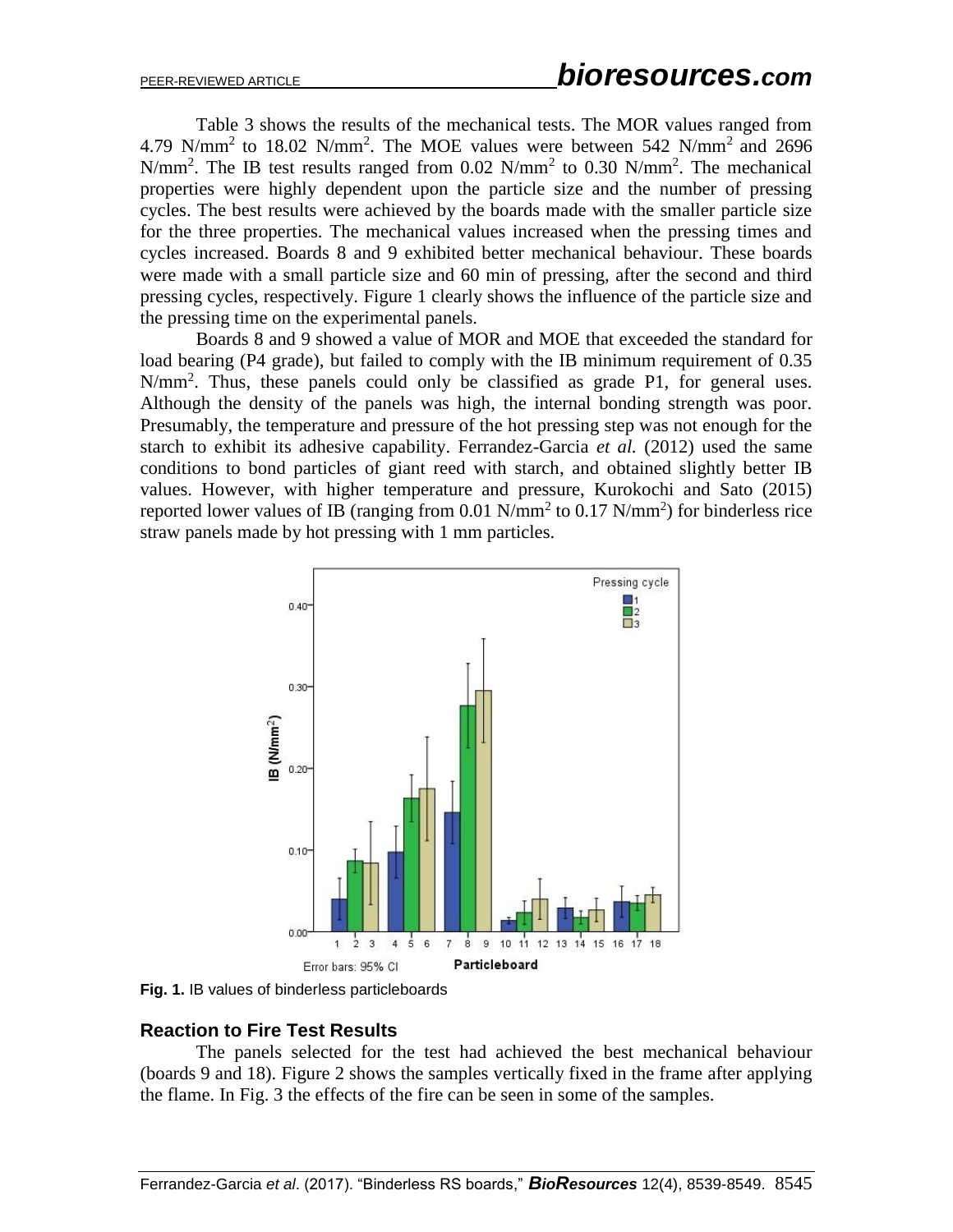Table 3 shows the results of the mechanical tests. The MOR values ranged from 4.79 $N/mm^2$ to 18.02 $N/mm^2$. The MOE values were between 542 $N/mm^2$ and 2696 $N/mm^2$. The IB test results ranged from 0.02 $N/mm^2$ to 0.30 $N/mm^2$. The mechanical properties were highly dependent upon the particle size and the number of pressing cycles. The best results were achieved by the boards made with the smaller particle size for the three properties. The mechanical values increased when the pressing times and cycles increased. Boards 8 and 9 exhibited better mechanical behaviour. These boards were made with a small particle size and 60 min of pressing, after the second and third pressing cycles, respectively. Figure 1 clearly shows the influence of the particle size and the pressing time on the experimental panels.

Boards 8 and 9 showed a value of MOR and MOE that exceeded the standard for load bearing (P4 grade), but failed to comply with the IB minimum requirement of 0.35 $N/mm^2$. Thus, these panels could only be classified as grade P1, for general uses. Although the density of the panels was high, the internal bonding strength was poor. Presumably, the temperature and pressure of the hot pressing step was not enough for the starch to exhibit its adhesive capability. Ferrandez-Garcia *et al.* (2012) used the same conditions to bond particles of giant reed with starch, and obtained slightly better IB values. However, with higher temperature and pressure, Kurokochi and Sato (2015) reported lower values of IB (ranging from 0.01 $N/mm^2$ to 0.17 $N/mm^2$) for binderless rice straw panels made by hot pressing with 1 mm particles.

**Fig. 1.** IB values of binderless particleboards

### Reaction to Fire Test Results

The panels selected for the test had achieved the best mechanical behaviour (boards 9 and 18). Figure 2 shows the samples vertically fixed in the frame after applying the flame. In Fig. 3 the effects of the fire can be seen in some of the samples.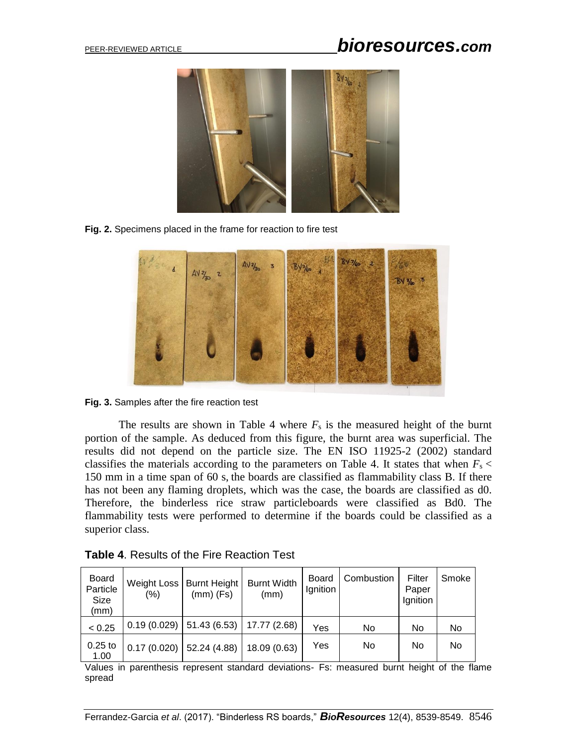**Fig. 2.** Specimens placed in the frame for reaction to fire test

**Fig. 3.** Samples after the fire reaction test

The results are shown in Table 4 where $F_s$ is the measured height of the burnt portion of the sample. As deduced from this figure, the burnt area was superficial. The results did not depend on the particle size. The EN ISO 11925-2 (2002) standard classifies the materials according to the parameters on Table 4. It states that when $F_s$ < 150 mm in a time span of 60 s, the boards are classified as flammability class B. If there has not been any flaming droplets, which was the case, the boards are classified as d0. Therefore, the binderless rice straw particleboards were classified as Bd0. The flammability tests were performed to determine if the boards could be classified as a superior class.

**Table 4**. Results of the Fire Reaction Test

| Board Particle Size (mm) | Weight Loss (%) | Burnt Height (mm) (Fs) | Burnt Width (mm) | Board Ignition | Combustion | Filter Paper Ignition | Smoke |
|---|---|---|---|---|---|---|---|
| < 0.25 | 0.19 (0.029) | 51.43 (6.53) | 17.77 (2.68) | Yes | No | No | No |
| 0.25 to 1.00 | 0.17 (0.020) | 52.24 (4.88) | 18.09 (0.63) | Yes | No | No | No |

Values in parenthesis represent standard deviations- Fs: measured burnt height of the flame spread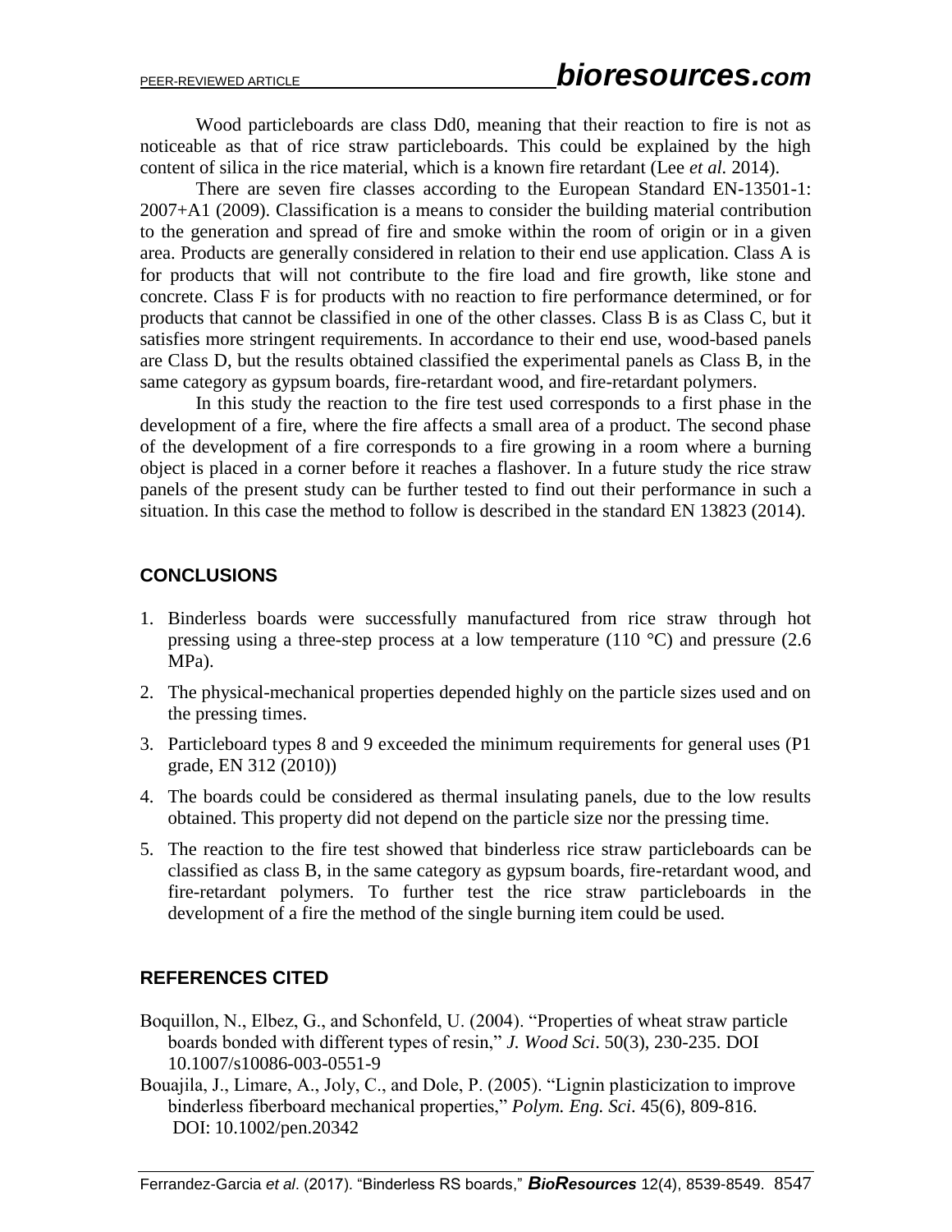Wood particleboards are class Dd0, meaning that their reaction to fire is not as noticeable as that of rice straw particleboards. This could be explained by the high content of silica in the rice material, which is a known fire retardant (Lee *et al.* 2014).

There are seven fire classes according to the European Standard EN-13501-1: 2007+A1 (2009). Classification is a means to consider the building material contribution to the generation and spread of fire and smoke within the room of origin or in a given area. Products are generally considered in relation to their end use application. Class A is for products that will not contribute to the fire load and fire growth, like stone and concrete. Class F is for products with no reaction to fire performance determined, or for products that cannot be classified in one of the other classes. Class B is as Class C, but it satisfies more stringent requirements. In accordance to their end use, wood-based panels are Class D, but the results obtained classified the experimental panels as Class B, in the same category as gypsum boards, fire-retardant wood, and fire-retardant polymers.

In this study the reaction to the fire test used corresponds to a first phase in the development of a fire, where the fire affects a small area of a product. The second phase of the development of a fire corresponds to a fire growing in a room where a burning object is placed in a corner before it reaches a flashover. In a future study the rice straw panels of the present study can be further tested to find out their performance in such a situation. In this case the method to follow is described in the standard EN 13823 (2014).

## CONCLUSIONS

1. Binderless boards were successfully manufactured from rice straw through hot pressing using a three-step process at a low temperature (110 °C) and pressure (2.6 MPa).
2. The physical-mechanical properties depended highly on the particle sizes used and on the pressing times.
3. Particleboard types 8 and 9 exceeded the minimum requirements for general uses (P1 grade, EN 312 (2010))
4. The boards could be considered as thermal insulating panels, due to the low results obtained. This property did not depend on the particle size nor the pressing time.
5. The reaction to the fire test showed that binderless rice straw particleboards can be classified as class B, in the same category as gypsum boards, fire-retardant wood, and fire-retardant polymers. To further test the rice straw particleboards in the development of a fire the method of the single burning item could be used.

## REFERENCES CITED

Boquillon, N., Elbez, G., and Schonfeld, U. (2004). "Properties of wheat straw particle boards bonded with different types of resin," *J. Wood Sci*. 50(3), 230-235. DOI 10.1007/s10086-003-0551-9

Bouajila, J., Limare, A., Joly, C., and Dole, P. (2005). "Lignin plasticization to improve binderless fiberboard mechanical properties," *Polym. Eng. Sci*. 45(6), 809-816. DOI: 10.1002/pen.20342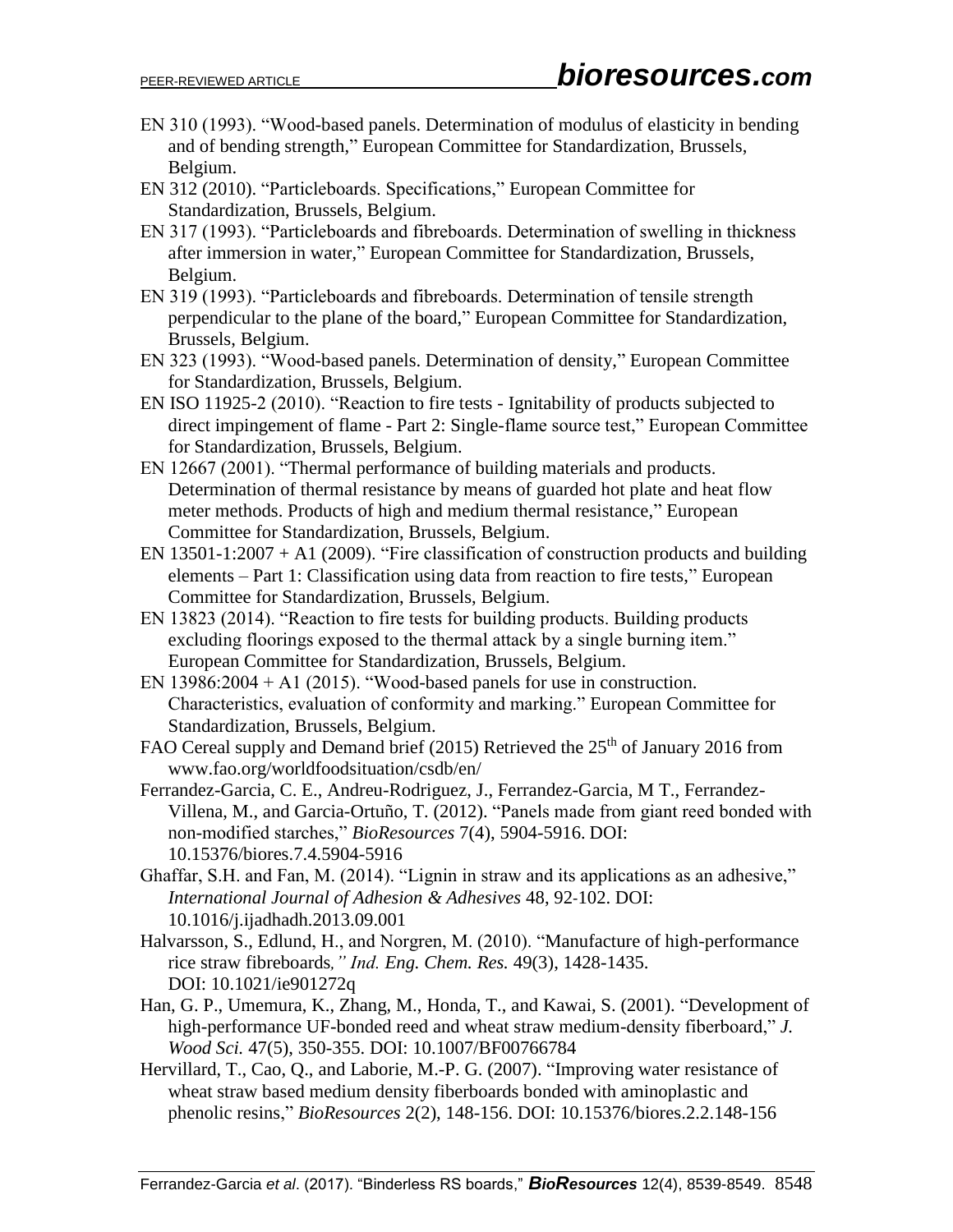EN 310 (1993). "Wood-based panels. Determination of modulus of elasticity in bending and of bending strength," European Committee for Standardization, Brussels, Belgium.

EN 312 (2010). "Particleboards. Specifications," European Committee for Standardization, Brussels, Belgium.

EN 317 (1993). "Particleboards and fibreboards. Determination of swelling in thickness after immersion in water," European Committee for Standardization, Brussels, Belgium.

EN 319 (1993). "Particleboards and fibreboards. Determination of tensile strength perpendicular to the plane of the board," European Committee for Standardization, Brussels, Belgium.

EN 323 (1993). "Wood-based panels. Determination of density," European Committee for Standardization, Brussels, Belgium.

EN ISO 11925-2 (2010). "Reaction to fire tests - Ignitability of products subjected to direct impingement of flame - Part 2: Single-flame source test," European Committee for Standardization, Brussels, Belgium.

EN 12667 (2001). "Thermal performance of building materials and products. Determination of thermal resistance by means of guarded hot plate and heat flow meter methods. Products of high and medium thermal resistance," European Committee for Standardization, Brussels, Belgium.

EN 13501-1:2007 + A1 (2009). "Fire classification of construction products and building elements – Part 1: Classification using data from reaction to fire tests," European Committee for Standardization, Brussels, Belgium.

EN 13823 (2014). "Reaction to fire tests for building products. Building products excluding floorings exposed to the thermal attack by a single burning item." European Committee for Standardization, Brussels, Belgium.

EN 13986:2004 + A1 (2015). "Wood-based panels for use in construction. Characteristics, evaluation of conformity and marking." European Committee for Standardization, Brussels, Belgium.

FAO Cereal supply and Demand brief (2015) Retrieved the 25th of January 2016 from www.fao.org/worldfoodsituation/csdb/en/

Ferrandez-Garcia, C. E., Andreu-Rodriguez, J., Ferrandez-Garcia, M T., Ferrandez-Villena, M., and Garcia-Ortuño, T. (2012). "Panels made from giant reed bonded with non-modified starches," *BioResources* 7(4), 5904-5916. DOI: 10.15376/biores.7.4.5904-5916

Ghaffar, S.H. and Fan, M. (2014). "Lignin in straw and its applications as an adhesive," *International Journal of Adhesion & Adhesives* 48, 92-102. DOI: 10.1016/j.ijadhadh.2013.09.001

Halvarsson, S., Edlund, H., and Norgren, M. (2010). "Manufacture of high-performance rice straw fibreboards," *Ind. Eng. Chem. Res.* 49(3), 1428-1435. DOI: 10.1021/ie901272q

Han, G. P., Umemura, K., Zhang, M., Honda, T., and Kawai, S. (2001). "Development of high-performance UF-bonded reed and wheat straw medium-density fiberboard," *J. Wood Sci.* 47(5), 350-355. DOI: 10.1007/BF00766784

Hervillard, T., Cao, Q., and Laborie, M.-P. G. (2007). "Improving water resistance of wheat straw based medium density fiberboards bonded with aminoplastic and phenolic resins," *BioResources* 2(2), 148-156. DOI: 10.15376/biores.2.2.148-156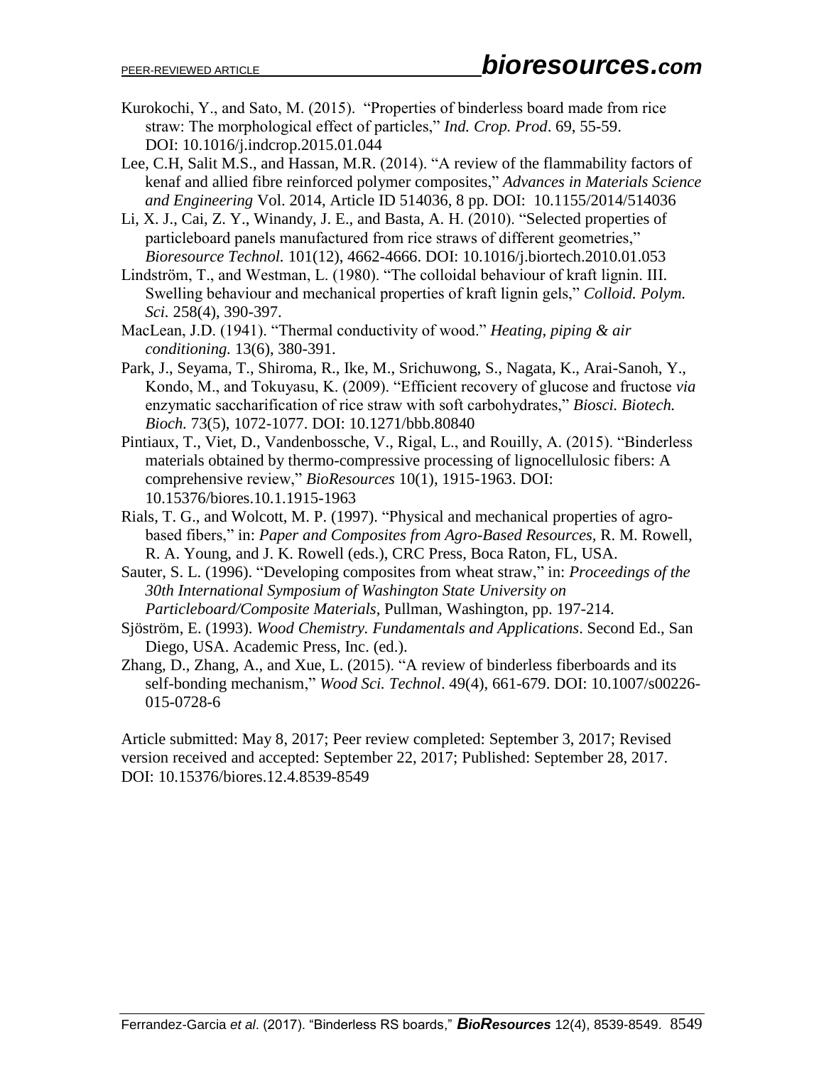Kurokochi, Y., and Sato, M. (2015). "Properties of binderless board made from rice straw: The morphological effect of particles," *Ind. Crop. Prod*. 69, 55-59. DOI: 10.1016/j.indcrop.2015.01.044

Lee, C.H, Salit M.S., and Hassan, M.R. (2014). "A review of the flammability factors of kenaf and allied fibre reinforced polymer composites," *Advances in Materials Science and Engineering* Vol. 2014, Article ID 514036, 8 pp. DOI: 10.1155/2014/514036

Li, X. J., Cai, Z. Y., Winandy, J. E., and Basta, A. H. (2010). "Selected properties of particleboard panels manufactured from rice straws of different geometries," *Bioresource Technol.* 101(12), 4662-4666. DOI: 10.1016/j.biortech.2010.01.053

Lindström, T., and Westman, L. (1980). "The colloidal behaviour of kraft lignin. III. Swelling behaviour and mechanical properties of kraft lignin gels," *Colloid. Polym. Sci.* 258(4), 390-397.

MacLean, J.D. (1941). "Thermal conductivity of wood." *Heating, piping & air conditioning.* 13(6), 380-391.

Park, J., Seyama, T., Shiroma, R., Ike, M., Srichuwong, S., Nagata, K., Arai-Sanoh, Y., Kondo, M., and Tokuyasu, K. (2009). "Efficient recovery of glucose and fructose *via* enzymatic saccharification of rice straw with soft carbohydrates," *Biosci. Biotech. Bioch.* 73(5), 1072-1077. DOI: 10.1271/bbb.80840

Pintiaux, T., Viet, D., Vandenbossche, V., Rigal, L., and Rouilly, A. (2015). "Binderless materials obtained by thermo-compressive processing of lignocellulosic fibers: A comprehensive review," *BioResources* 10(1), 1915-1963. DOI: 10.15376/biores.10.1.1915-1963

Rials, T. G., and Wolcott, M. P. (1997). "Physical and mechanical properties of agro-based fibers," in: *Paper and Composites from Agro-Based Resources*, R. M. Rowell, R. A. Young, and J. K. Rowell (eds.), CRC Press, Boca Raton, FL, USA.

Sauter, S. L. (1996). "Developing composites from wheat straw," in: *Proceedings of the 30th International Symposium of Washington State University on Particleboard/Composite Materials*, Pullman, Washington, pp. 197-214.

Sjöström, E. (1993). *Wood Chemistry. Fundamentals and Applications*. Second Ed., San Diego, USA. Academic Press, Inc. (ed.).

Zhang, D., Zhang, A., and Xue, L. (2015). "A review of binderless fiberboards and its self-bonding mechanism," *Wood Sci. Technol*. 49(4), 661-679. DOI: 10.1007/s00226-015-0728-6

Article submitted: May 8, 2017; Peer review completed: September 3, 2017; Revised version received and accepted: September 22, 2017; Published: September 28, 2017. DOI: 10.15376/biores.12.4.8539-8549